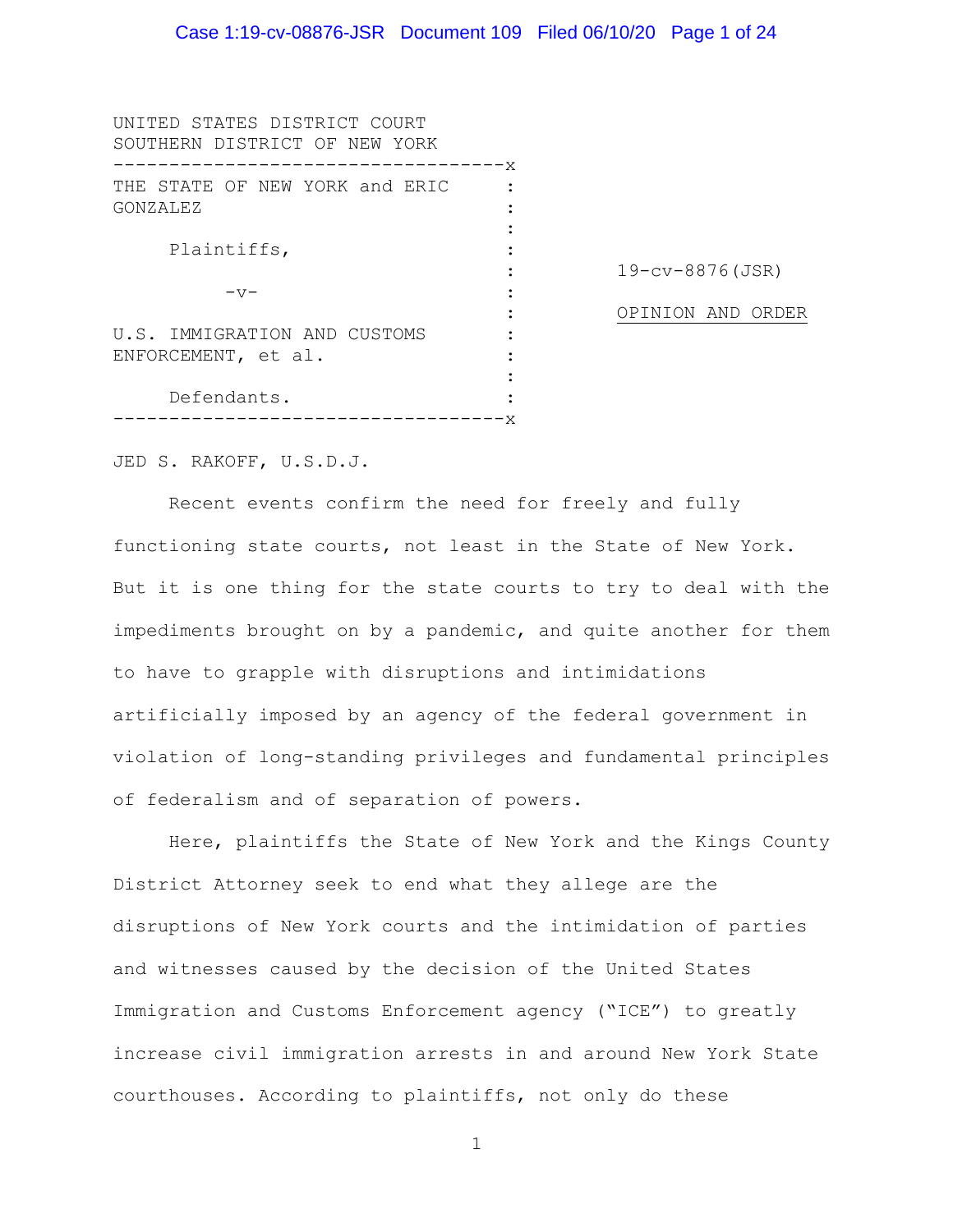UNITED STATES DISTRICT COURT
SOUTHERN DISTRICT OF NEW YORK

| | | |
|---|---|---|
| THE STATE OF NEW YORK and ERIC GONZALEZ, Plaintiffs, | : | 19-cv-8876(JSR) |
| -v- | : | OPINION AND ORDER |
| U.S. IMMIGRATION AND CUSTOMS ENFORCEMENT, et al. Defendants. | : | |

JED S. RAKOFF, U.S.D.J.

Recent events confirm the need for freely and fully functioning state courts, not least in the State of New York. But it is one thing for the state courts to try to deal with the impediments brought on by a pandemic, and quite another for them to have to grapple with disruptions and intimidations artificially imposed by an agency of the federal government in violation of long-standing privileges and fundamental principles of federalism and of separation of powers.

Here, plaintiffs the State of New York and the Kings County District Attorney seek to end what they allege are the disruptions of New York courts and the intimidation of parties and witnesses caused by the decision of the United States Immigration and Customs Enforcement agency ("ICE") to greatly increase civil immigration arrests in and around New York State courthouses. According to plaintiffs, not only do these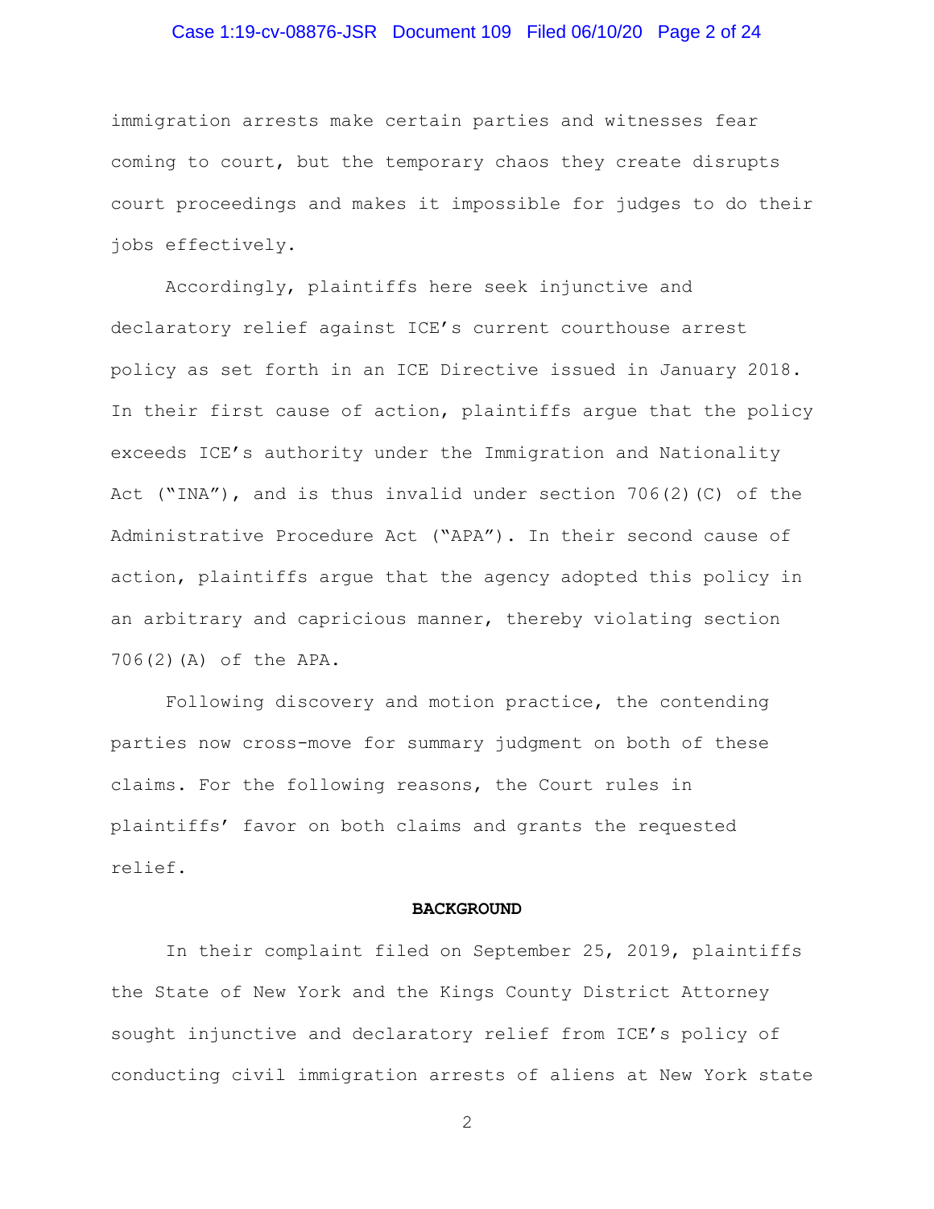immigration arrests make certain parties and witnesses fear coming to court, but the temporary chaos they create disrupts court proceedings and makes it impossible for judges to do their jobs effectively.

Accordingly, plaintiffs here seek injunctive and declaratory relief against ICE's current courthouse arrest policy as set forth in an ICE Directive issued in January 2018. In their first cause of action, plaintiffs argue that the policy exceeds ICE's authority under the Immigration and Nationality Act ("INA"), and is thus invalid under section 706(2)(C) of the Administrative Procedure Act ("APA"). In their second cause of action, plaintiffs argue that the agency adopted this policy in an arbitrary and capricious manner, thereby violating section 706(2)(A) of the APA.

Following discovery and motion practice, the contending parties now cross-move for summary judgment on both of these claims. For the following reasons, the Court rules in plaintiffs' favor on both claims and grants the requested relief.

**BACKGROUND**

In their complaint filed on September 25, 2019, plaintiffs the State of New York and the Kings County District Attorney sought injunctive and declaratory relief from ICE's policy of conducting civil immigration arrests of aliens at New York state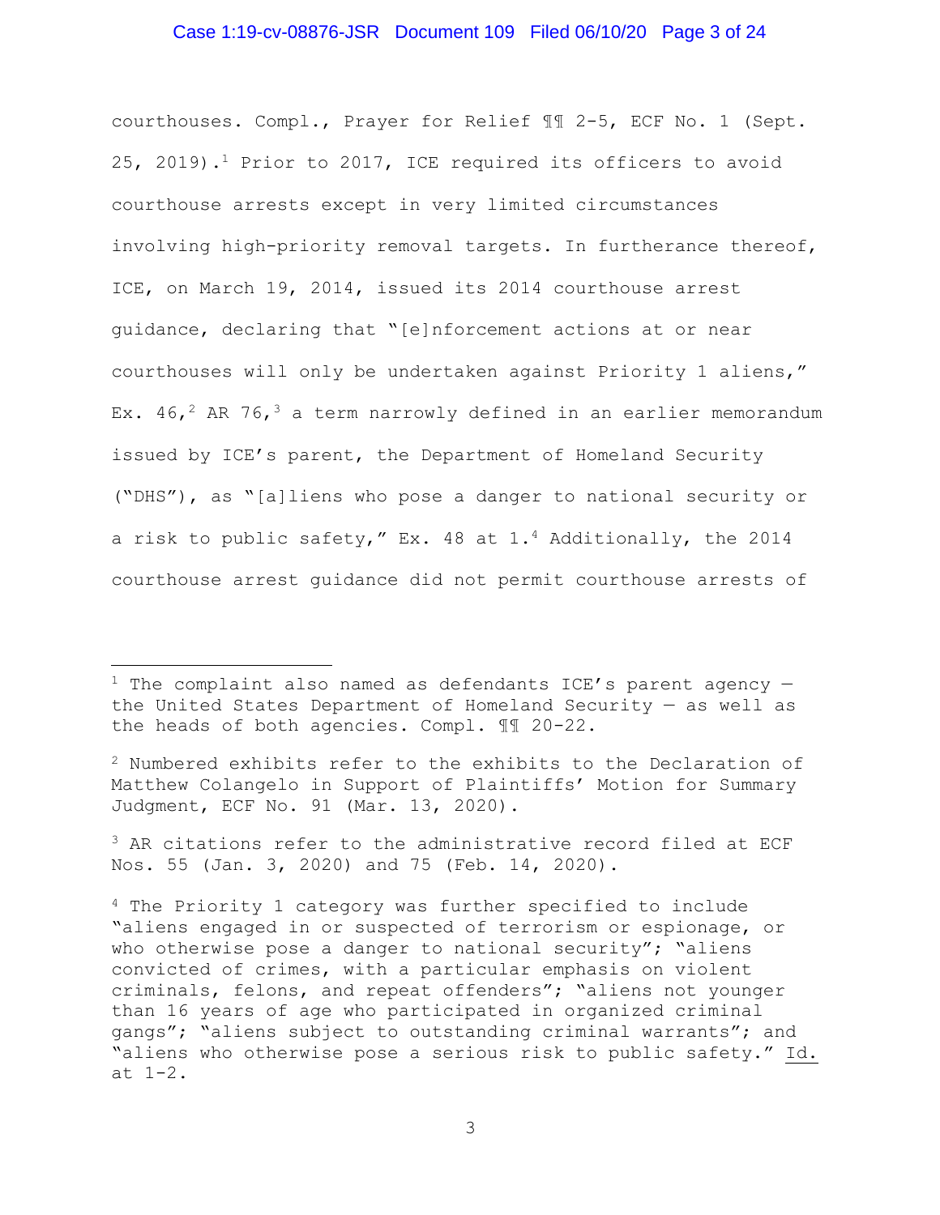courthouses. Compl., Prayer for Relief ¶¶ 2-5, ECF No. 1 (Sept. 25, 2019).[1] Prior to 2017, ICE required its officers to avoid courthouse arrests except in very limited circumstances involving high-priority removal targets. In furtherance thereof, ICE, on March 19, 2014, issued its 2014 courthouse arrest guidance, declaring that "[e]nforcement actions at or near courthouses will only be undertaken against Priority 1 aliens," Ex. 46,[2] AR 76,[3] a term narrowly defined in an earlier memorandum issued by ICE's parent, the Department of Homeland Security ("DHS"), as "[a]liens who pose a danger to national security or a risk to public safety," Ex. 48 at 1.[4] Additionally, the 2014 courthouse arrest guidance did not permit courthouse arrests of

---

[1] The complaint also named as defendants ICE's parent agency — the United States Department of Homeland Security — as well as the heads of both agencies. Compl. ¶¶ 20-22.

[2] Numbered exhibits refer to the exhibits to the Declaration of Matthew Colangelo in Support of Plaintiffs' Motion for Summary Judgment, ECF No. 91 (Mar. 13, 2020).

[3] AR citations refer to the administrative record filed at ECF Nos. 55 (Jan. 3, 2020) and 75 (Feb. 14, 2020).

[4] The Priority 1 category was further specified to include "aliens engaged in or suspected of terrorism or espionage, or who otherwise pose a danger to national security"; "aliens convicted of crimes, with a particular emphasis on violent criminals, felons, and repeat offenders"; "aliens not younger than 16 years of age who participated in organized criminal gangs"; "aliens subject to outstanding criminal warrants"; and "aliens who otherwise pose a serious risk to public safety." Id. at 1-2.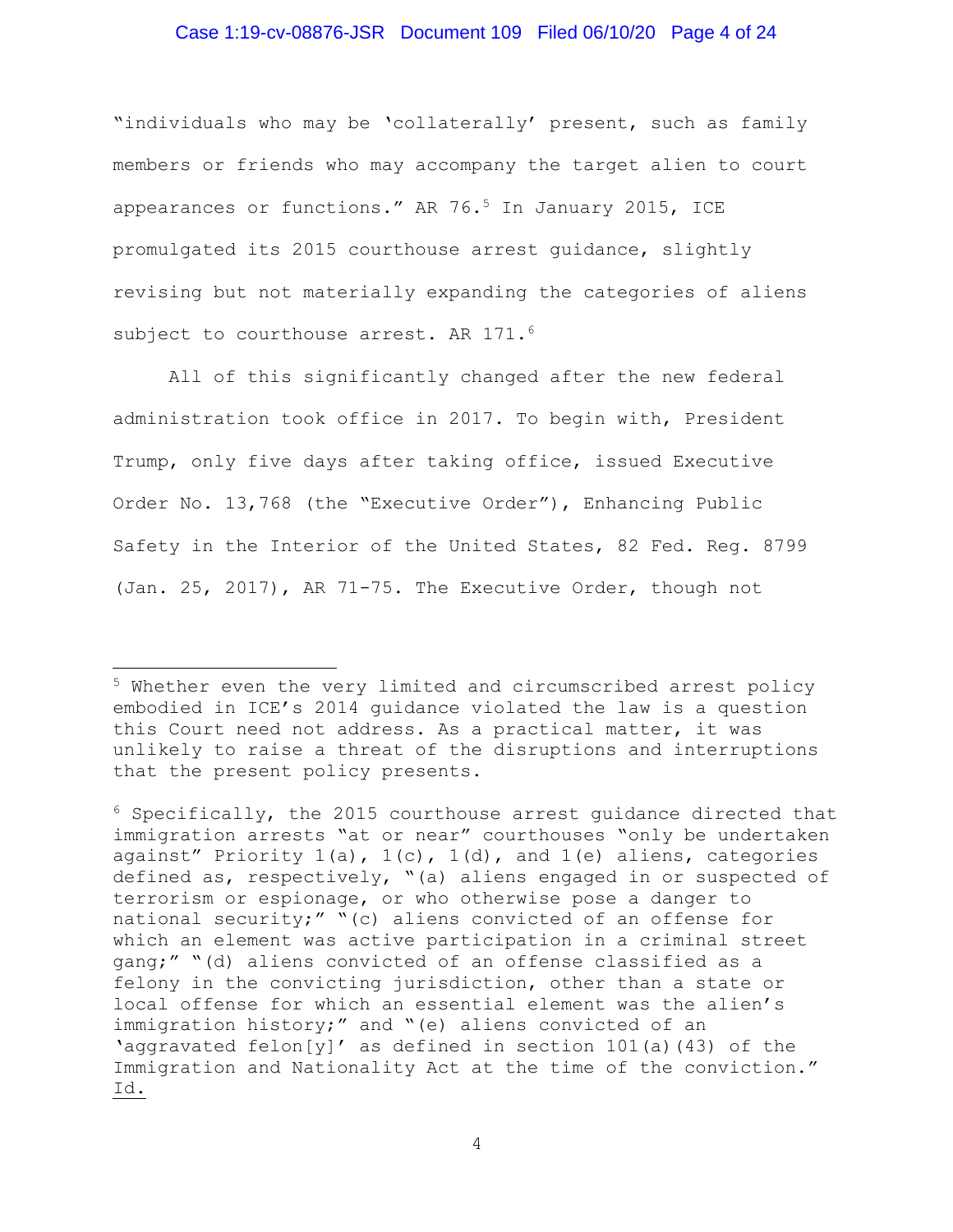"individuals who may be 'collaterally' present, such as family members or friends who may accompany the target alien to court appearances or functions." AR 76.[5] In January 2015, ICE promulgated its 2015 courthouse arrest guidance, slightly revising but not materially expanding the categories of aliens subject to courthouse arrest. AR 171.[6]

All of this significantly changed after the new federal administration took office in 2017. To begin with, President Trump, only five days after taking office, issued Executive Order No. 13,768 (the "Executive Order"), Enhancing Public Safety in the Interior of the United States, 82 Fed. Reg. 8799 (Jan. 25, 2017), AR 71-75. The Executive Order, though not

---

[5] Whether even the very limited and circumscribed arrest policy embodied in ICE's 2014 guidance violated the law is a question this Court need not address. As a practical matter, it was unlikely to raise a threat of the disruptions and interruptions that the present policy presents.

[6] Specifically, the 2015 courthouse arrest guidance directed that immigration arrests "at or near" courthouses "only be undertaken against" Priority 1(a), 1(c), 1(d), and 1(e) aliens, categories defined as, respectively, "(a) aliens engaged in or suspected of terrorism or espionage, or who otherwise pose a danger to national security;" "(c) aliens convicted of an offense for which an element was active participation in a criminal street gang;" "(d) aliens convicted of an offense classified as a felony in the convicting jurisdiction, other than a state or local offense for which an essential element was the alien's immigration history;" and "(e) aliens convicted of an 'aggravated felon[y]' as defined in section 101(a)(43) of the Immigration and Nationality Act at the time of the conviction." Id.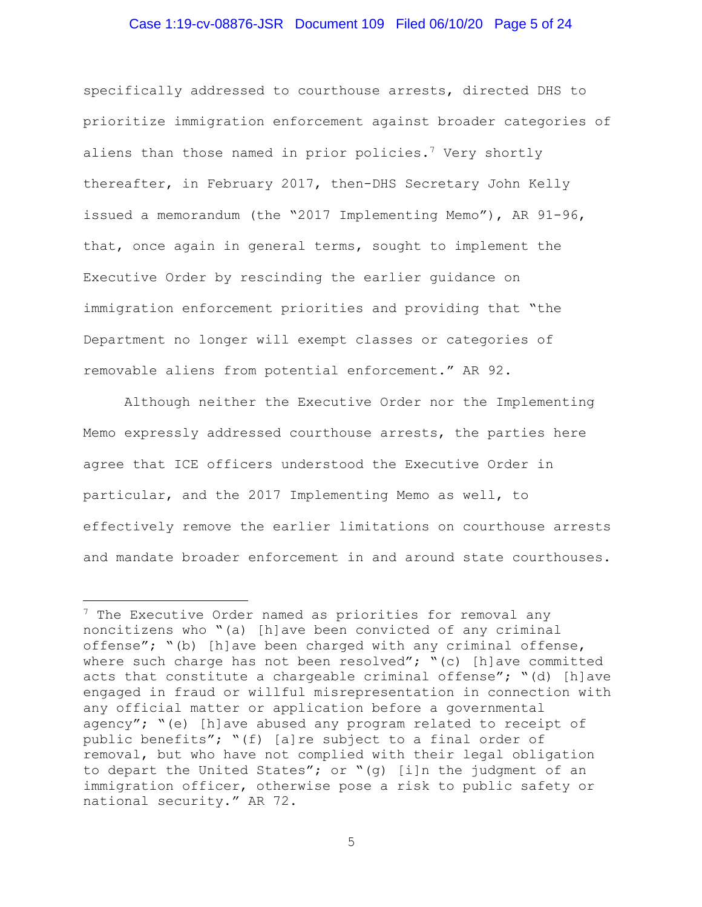specifically addressed to courthouse arrests, directed DHS to prioritize immigration enforcement against broader categories of aliens than those named in prior policies.[7] Very shortly thereafter, in February 2017, then-DHS Secretary John Kelly issued a memorandum (the "2017 Implementing Memo"), AR 91-96, that, once again in general terms, sought to implement the Executive Order by rescinding the earlier guidance on immigration enforcement priorities and providing that "the Department no longer will exempt classes or categories of removable aliens from potential enforcement." AR 92.

Although neither the Executive Order nor the Implementing Memo expressly addressed courthouse arrests, the parties here agree that ICE officers understood the Executive Order in particular, and the 2017 Implementing Memo as well, to effectively remove the earlier limitations on courthouse arrests and mandate broader enforcement in and around state courthouses.

---

[7] The Executive Order named as priorities for removal any noncitizens who "(a) [h]ave been convicted of any criminal offense"; "(b) [h]ave been charged with any criminal offense, where such charge has not been resolved"; "(c) [h]ave committed acts that constitute a chargeable criminal offense"; "(d) [h]ave engaged in fraud or willful misrepresentation in connection with any official matter or application before a governmental agency"; "(e) [h]ave abused any program related to receipt of public benefits"; "(f) [a]re subject to a final order of removal, but who have not complied with their legal obligation to depart the United States"; or "(g) [i]n the judgment of an immigration officer, otherwise pose a risk to public safety or national security." AR 72.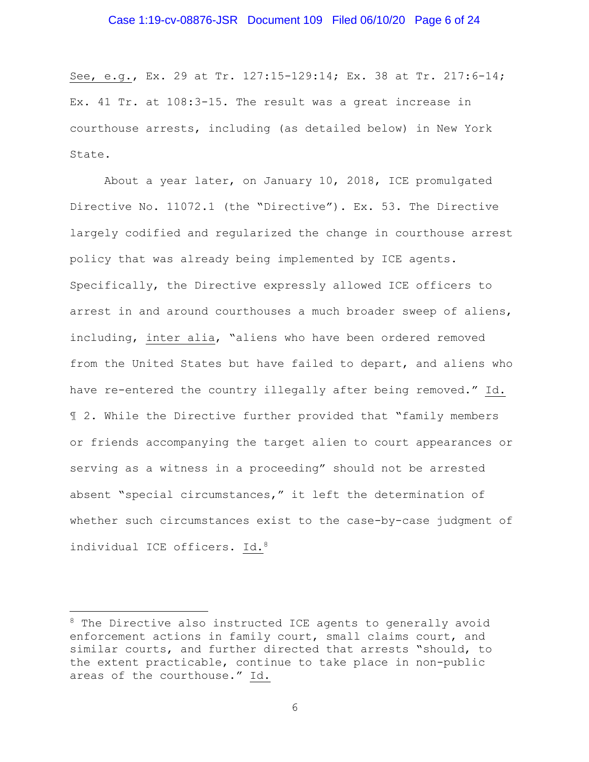See, e.g., Ex. 29 at Tr. 127:15-129:14; Ex. 38 at Tr. 217:6-14; Ex. 41 Tr. at 108:3-15. The result was a great increase in courthouse arrests, including (as detailed below) in New York State.

About a year later, on January 10, 2018, ICE promulgated Directive No. 11072.1 (the "Directive"). Ex. 53. The Directive largely codified and regularized the change in courthouse arrest policy that was already being implemented by ICE agents. Specifically, the Directive expressly allowed ICE officers to arrest in and around courthouses a much broader sweep of aliens, including, inter alia, "aliens who have been ordered removed from the United States but have failed to depart, and aliens who have re-entered the country illegally after being removed." Id. ¶ 2. While the Directive further provided that "family members or friends accompanying the target alien to court appearances or serving as a witness in a proceeding" should not be arrested absent "special circumstances," it left the determination of whether such circumstances exist to the case-by-case judgment of individual ICE officers. Id.[8]

---

[8] The Directive also instructed ICE agents to generally avoid enforcement actions in family court, small claims court, and similar courts, and further directed that arrests "should, to the extent practicable, continue to take place in non-public areas of the courthouse." Id.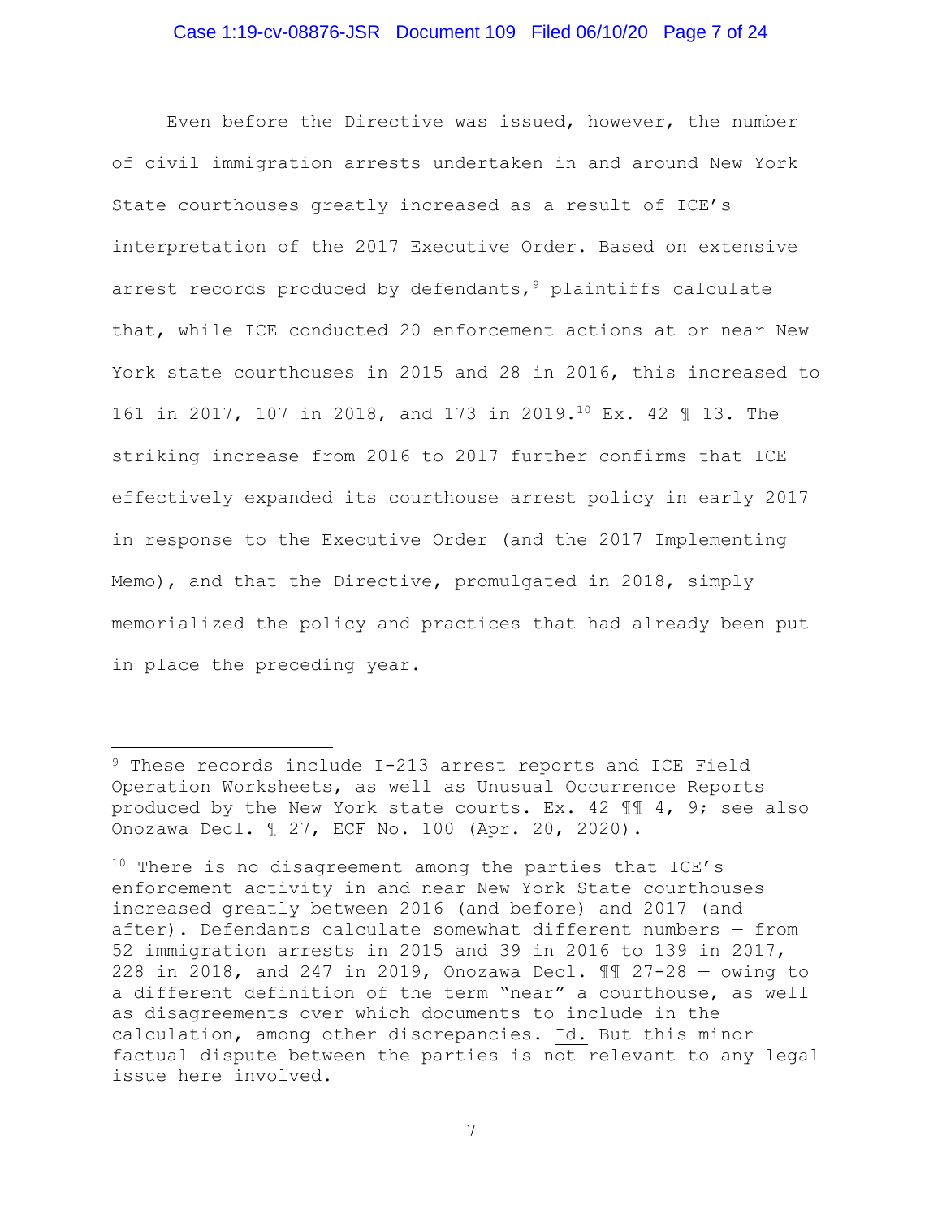Even before the Directive was issued, however, the number of civil immigration arrests undertaken in and around New York State courthouses greatly increased as a result of ICE's interpretation of the 2017 Executive Order. Based on extensive arrest records produced by defendants,[9] plaintiffs calculate that, while ICE conducted 20 enforcement actions at or near New York state courthouses in 2015 and 28 in 2016, this increased to 161 in 2017, 107 in 2018, and 173 in 2019.[10] Ex. 42 ¶ 13. The striking increase from 2016 to 2017 further confirms that ICE effectively expanded its courthouse arrest policy in early 2017 in response to the Executive Order (and the 2017 Implementing Memo), and that the Directive, promulgated in 2018, simply memorialized the policy and practices that had already been put in place the preceding year.

---

[9] These records include I-213 arrest reports and ICE Field Operation Worksheets, as well as Unusual Occurrence Reports produced by the New York state courts. Ex. 42 ¶¶ 4, 9; see also Onozawa Decl. ¶ 27, ECF No. 100 (Apr. 20, 2020).

[10] There is no disagreement among the parties that ICE's enforcement activity in and near New York State courthouses increased greatly between 2016 (and before) and 2017 (and after). Defendants calculate somewhat different numbers — from 52 immigration arrests in 2015 and 39 in 2016 to 139 in 2017, 228 in 2018, and 247 in 2019, Onozawa Decl. ¶¶ 27-28 — owing to a different definition of the term "near" a courthouse, as well as disagreements over which documents to include in the calculation, among other discrepancies. Id. But this minor factual dispute between the parties is not relevant to any legal issue here involved.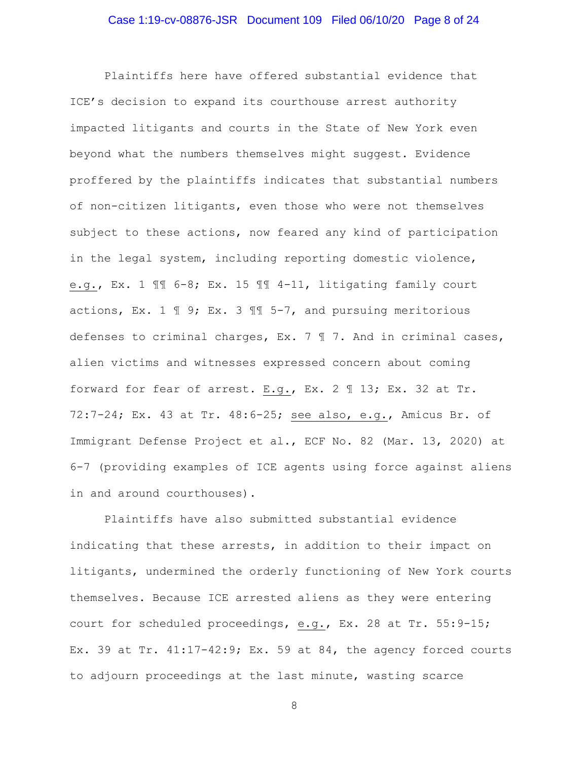Plaintiffs here have offered substantial evidence that ICE's decision to expand its courthouse arrest authority impacted litigants and courts in the State of New York even beyond what the numbers themselves might suggest. Evidence proffered by the plaintiffs indicates that substantial numbers of non-citizen litigants, even those who were not themselves subject to these actions, now feared any kind of participation in the legal system, including reporting domestic violence, e.g., Ex. 1 ¶¶ 6-8; Ex. 15 ¶¶ 4-11, litigating family court actions, Ex. 1 ¶ 9; Ex. 3 ¶¶ 5-7, and pursuing meritorious defenses to criminal charges, Ex. 7 ¶ 7. And in criminal cases, alien victims and witnesses expressed concern about coming forward for fear of arrest. E.g., Ex. 2 ¶ 13; Ex. 32 at Tr. 72:7-24; Ex. 43 at Tr. 48:6-25; see also, e.g., Amicus Br. of Immigrant Defense Project et al., ECF No. 82 (Mar. 13, 2020) at 6-7 (providing examples of ICE agents using force against aliens in and around courthouses).

Plaintiffs have also submitted substantial evidence indicating that these arrests, in addition to their impact on litigants, undermined the orderly functioning of New York courts themselves. Because ICE arrested aliens as they were entering court for scheduled proceedings, e.g., Ex. 28 at Tr. 55:9-15; Ex. 39 at Tr. 41:17-42:9; Ex. 59 at 84, the agency forced courts to adjourn proceedings at the last minute, wasting scarce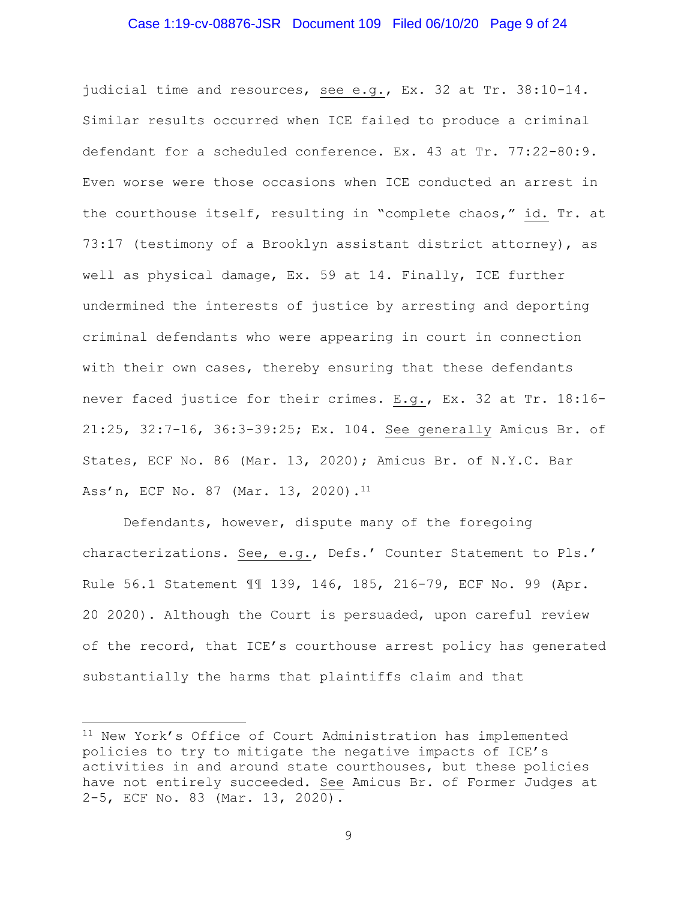judicial time and resources, see e.g., Ex. 32 at Tr. 38:10-14. Similar results occurred when ICE failed to produce a criminal defendant for a scheduled conference. Ex. 43 at Tr. 77:22-80:9. Even worse were those occasions when ICE conducted an arrest in the courthouse itself, resulting in "complete chaos," id. Tr. at 73:17 (testimony of a Brooklyn assistant district attorney), as well as physical damage, Ex. 59 at 14. Finally, ICE further undermined the interests of justice by arresting and deporting criminal defendants who were appearing in court in connection with their own cases, thereby ensuring that these defendants never faced justice for their crimes. E.g., Ex. 32 at Tr. 18:16-21:25, 32:7-16, 36:3-39:25; Ex. 104. See generally Amicus Br. of States, ECF No. 86 (Mar. 13, 2020); Amicus Br. of N.Y.C. Bar Ass'n, ECF No. 87 (Mar. 13, 2020).[11]

Defendants, however, dispute many of the foregoing characterizations. See, e.g., Defs.' Counter Statement to Pls.' Rule 56.1 Statement ¶¶ 139, 146, 185, 216-79, ECF No. 99 (Apr. 20 2020). Although the Court is persuaded, upon careful review of the record, that ICE's courthouse arrest policy has generated substantially the harms that plaintiffs claim and that

[11] New York's Office of Court Administration has implemented policies to try to mitigate the negative impacts of ICE's activities in and around state courthouses, but these policies have not entirely succeeded. See Amicus Br. of Former Judges at 2-5, ECF No. 83 (Mar. 13, 2020).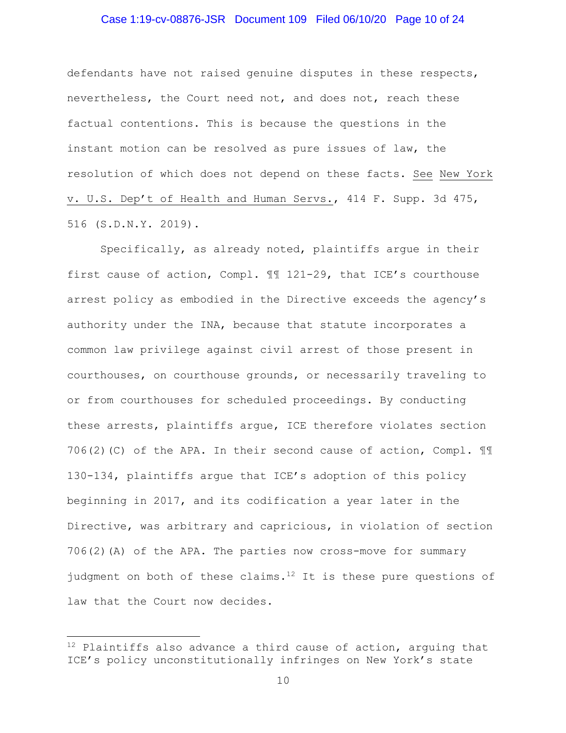defendants have not raised genuine disputes in these respects, nevertheless, the Court need not, and does not, reach these factual contentions. This is because the questions in the instant motion can be resolved as pure issues of law, the resolution of which does not depend on these facts. See New York v. U.S. Dep't of Health and Human Servs., 414 F. Supp. 3d 475, 516 (S.D.N.Y. 2019).

Specifically, as already noted, plaintiffs argue in their first cause of action, Compl. ¶¶ 121-29, that ICE's courthouse arrest policy as embodied in the Directive exceeds the agency's authority under the INA, because that statute incorporates a common law privilege against civil arrest of those present in courthouses, on courthouse grounds, or necessarily traveling to or from courthouses for scheduled proceedings. By conducting these arrests, plaintiffs argue, ICE therefore violates section 706(2)(C) of the APA. In their second cause of action, Compl. ¶¶ 130-134, plaintiffs argue that ICE's adoption of this policy beginning in 2017, and its codification a year later in the Directive, was arbitrary and capricious, in violation of section 706(2)(A) of the APA. The parties now cross-move for summary judgment on both of these claims.[12] It is these pure questions of law that the Court now decides.

---

[12] Plaintiffs also advance a third cause of action, arguing that ICE's policy unconstitutionally infringes on New York's state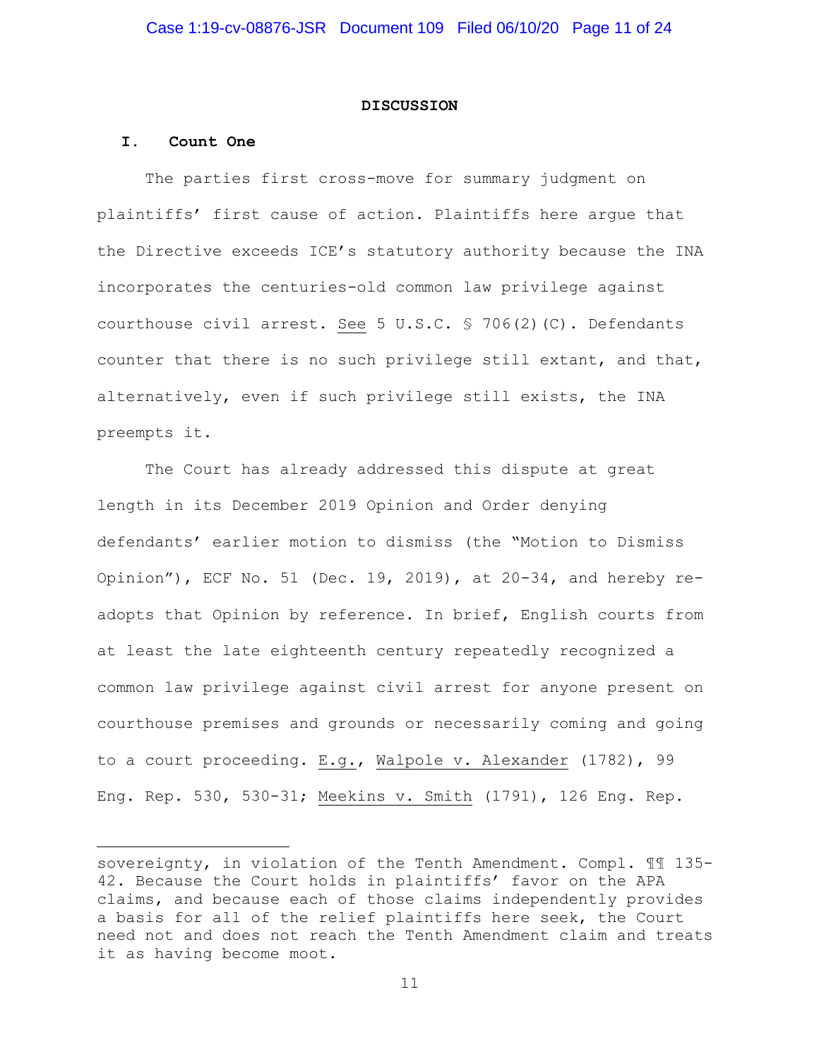## DISCUSSION

### I. Count One

The parties first cross-move for summary judgment on plaintiffs' first cause of action. Plaintiffs here argue that the Directive exceeds ICE's statutory authority because the INA incorporates the centuries-old common law privilege against courthouse civil arrest. See 5 U.S.C. § 706(2)(C). Defendants counter that there is no such privilege still extant, and that, alternatively, even if such privilege still exists, the INA preempts it.

The Court has already addressed this dispute at great length in its December 2019 Opinion and Order denying defendants' earlier motion to dismiss (the "Motion to Dismiss Opinion"), ECF No. 51 (Dec. 19, 2019), at 20-34, and hereby re-adopts that Opinion by reference. In brief, English courts from at least the late eighteenth century repeatedly recognized a common law privilege against civil arrest for anyone present on courthouse premises and grounds or necessarily coming and going to a court proceeding. E.g., Walpole v. Alexander (1782), 99 Eng. Rep. 530, 530-31; Meekins v. Smith (1791), 126 Eng. Rep.

---

sovereignty, in violation of the Tenth Amendment. Compl. ¶¶ 135-42. Because the Court holds in plaintiffs' favor on the APA claims, and because each of those claims independently provides a basis for all of the relief plaintiffs here seek, the Court need not and does not reach the Tenth Amendment claim and treats it as having become moot.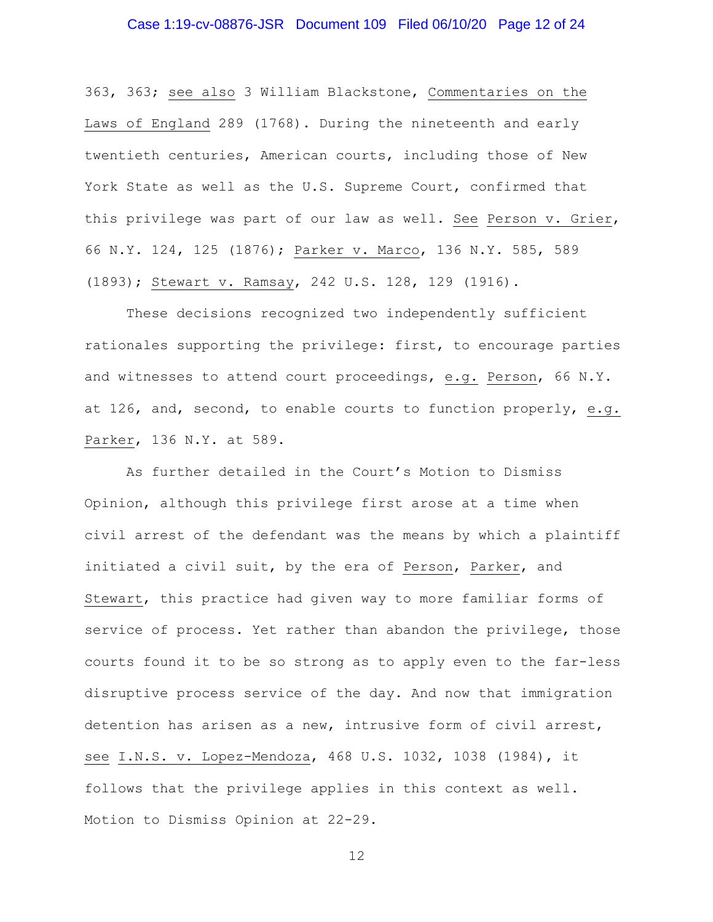363, 363; see also 3 William Blackstone, Commentaries on the Laws of England 289 (1768). During the nineteenth and early twentieth centuries, American courts, including those of New York State as well as the U.S. Supreme Court, confirmed that this privilege was part of our law as well. See Person v. Grier, 66 N.Y. 124, 125 (1876); Parker v. Marco, 136 N.Y. 585, 589 (1893); Stewart v. Ramsay, 242 U.S. 128, 129 (1916).

These decisions recognized two independently sufficient rationales supporting the privilege: first, to encourage parties and witnesses to attend court proceedings, e.g. Person, 66 N.Y. at 126, and, second, to enable courts to function properly, e.g. Parker, 136 N.Y. at 589.

As further detailed in the Court's Motion to Dismiss Opinion, although this privilege first arose at a time when civil arrest of the defendant was the means by which a plaintiff initiated a civil suit, by the era of Person, Parker, and Stewart, this practice had given way to more familiar forms of service of process. Yet rather than abandon the privilege, those courts found it to be so strong as to apply even to the far-less disruptive process service of the day. And now that immigration detention has arisen as a new, intrusive form of civil arrest, see I.N.S. v. Lopez-Mendoza, 468 U.S. 1032, 1038 (1984), it follows that the privilege applies in this context as well. Motion to Dismiss Opinion at 22-29.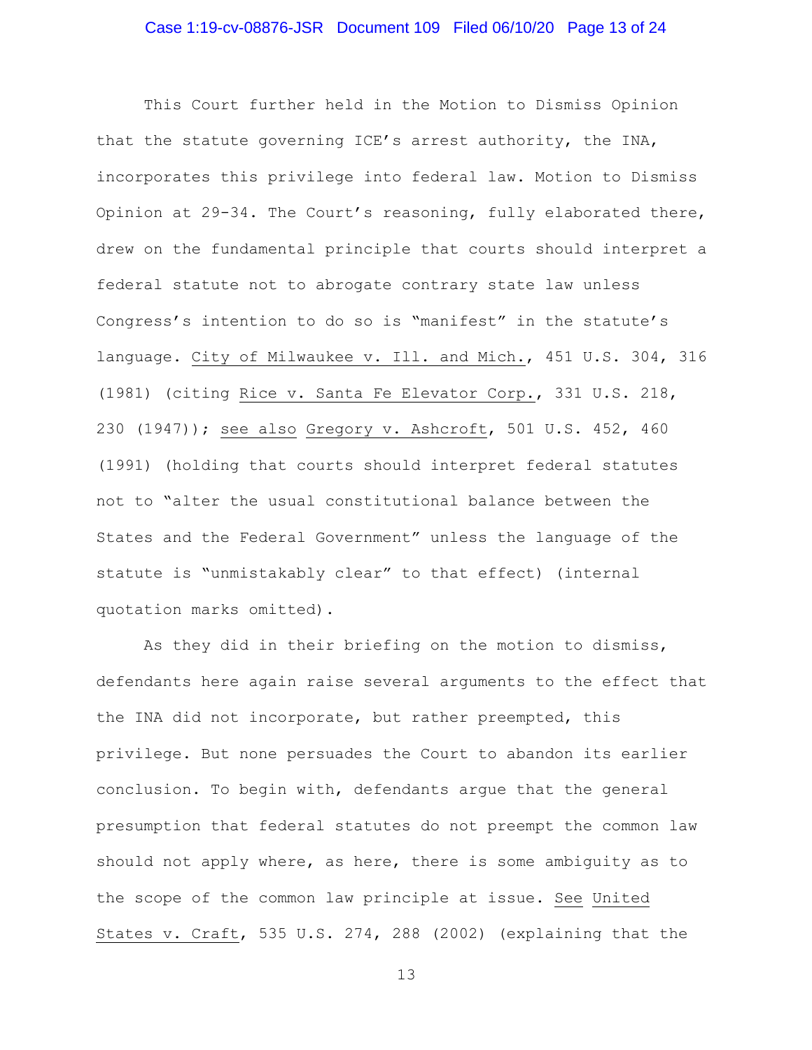This Court further held in the Motion to Dismiss Opinion that the statute governing ICE's arrest authority, the INA, incorporates this privilege into federal law. Motion to Dismiss Opinion at 29-34. The Court's reasoning, fully elaborated there, drew on the fundamental principle that courts should interpret a federal statute not to abrogate contrary state law unless Congress's intention to do so is "manifest" in the statute's language. City of Milwaukee v. Ill. and Mich., 451 U.S. 304, 316 (1981) (citing Rice v. Santa Fe Elevator Corp., 331 U.S. 218, 230 (1947)); see also Gregory v. Ashcroft, 501 U.S. 452, 460 (1991) (holding that courts should interpret federal statutes not to "alter the usual constitutional balance between the States and the Federal Government" unless the language of the statute is "unmistakably clear" to that effect) (internal quotation marks omitted).

As they did in their briefing on the motion to dismiss, defendants here again raise several arguments to the effect that the INA did not incorporate, but rather preempted, this privilege. But none persuades the Court to abandon its earlier conclusion. To begin with, defendants argue that the general presumption that federal statutes do not preempt the common law should not apply where, as here, there is some ambiguity as to the scope of the common law principle at issue. See United States v. Craft, 535 U.S. 274, 288 (2002) (explaining that the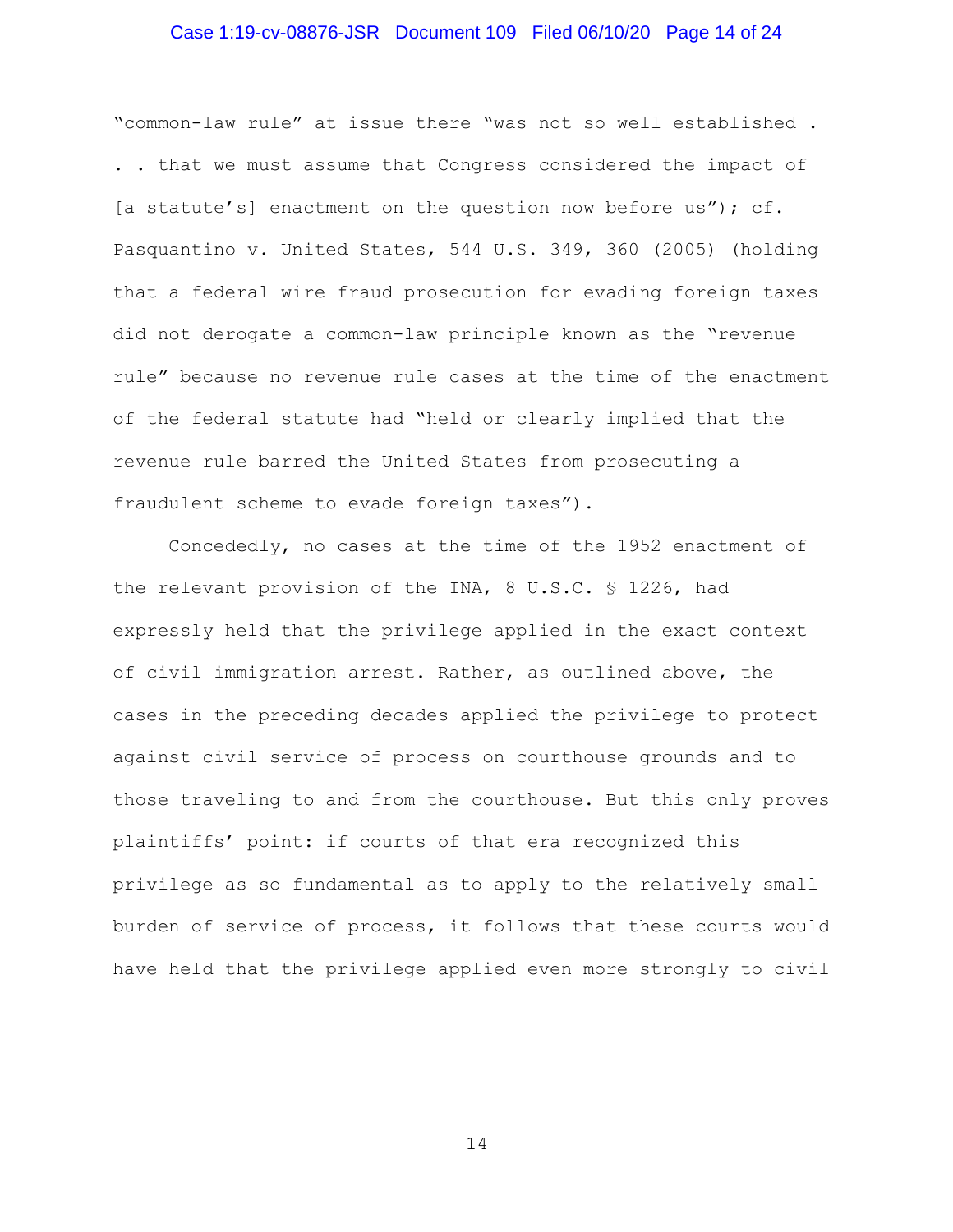"common-law rule" at issue there "was not so well established . . . that we must assume that Congress considered the impact of [a statute's] enactment on the question now before us"); cf. Pasquantino v. United States, 544 U.S. 349, 360 (2005) (holding that a federal wire fraud prosecution for evading foreign taxes did not derogate a common-law principle known as the "revenue rule" because no revenue rule cases at the time of the enactment of the federal statute had "held or clearly implied that the revenue rule barred the United States from prosecuting a fraudulent scheme to evade foreign taxes").

Concededly, no cases at the time of the 1952 enactment of the relevant provision of the INA, 8 U.S.C. § 1226, had expressly held that the privilege applied in the exact context of civil immigration arrest. Rather, as outlined above, the cases in the preceding decades applied the privilege to protect against civil service of process on courthouse grounds and to those traveling to and from the courthouse. But this only proves plaintiffs' point: if courts of that era recognized this privilege as so fundamental as to apply to the relatively small burden of service of process, it follows that these courts would have held that the privilege applied even more strongly to civil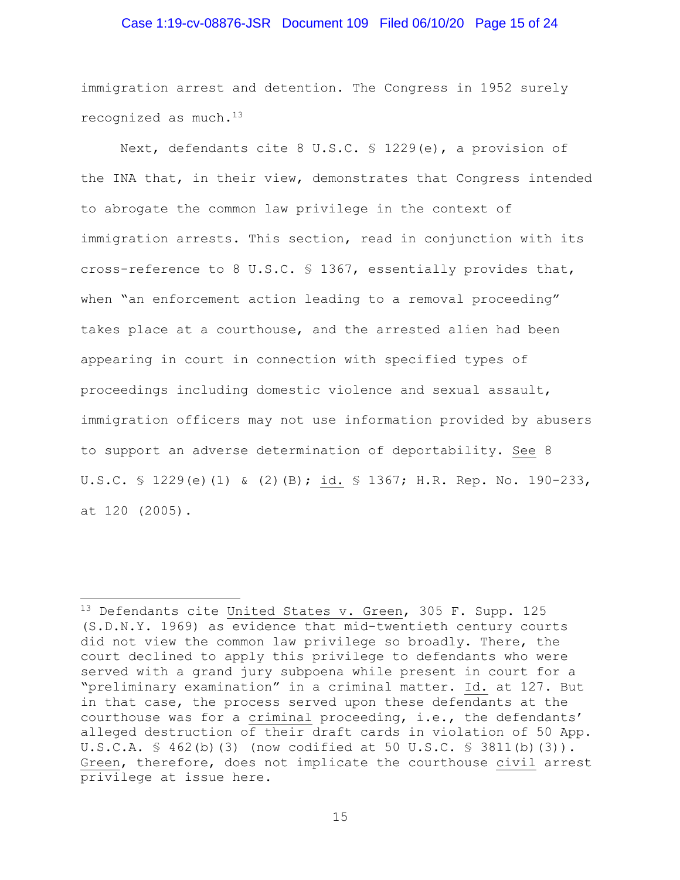immigration arrest and detention. The Congress in 1952 surely recognized as much.[13]

Next, defendants cite 8 U.S.C. § 1229(e), a provision of the INA that, in their view, demonstrates that Congress intended to abrogate the common law privilege in the context of immigration arrests. This section, read in conjunction with its cross-reference to 8 U.S.C. § 1367, essentially provides that, when "an enforcement action leading to a removal proceeding" takes place at a courthouse, and the arrested alien had been appearing in court in connection with specified types of proceedings including domestic violence and sexual assault, immigration officers may not use information provided by abusers to support an adverse determination of deportability. See 8 U.S.C. § 1229(e)(1) & (2)(B); id. § 1367; H.R. Rep. No. 190-233, at 120 (2005).

---

[13] Defendants cite United States v. Green, 305 F. Supp. 125 (S.D.N.Y. 1969) as evidence that mid-twentieth century courts did not view the common law privilege so broadly. There, the court declined to apply this privilege to defendants who were served with a grand jury subpoena while present in court for a "preliminary examination" in a criminal matter. Id. at 127. But in that case, the process served upon these defendants at the courthouse was for a criminal proceeding, i.e., the defendants' alleged destruction of their draft cards in violation of 50 App. U.S.C.A. § 462(b)(3) (now codified at 50 U.S.C. § 3811(b)(3)). Green, therefore, does not implicate the courthouse civil arrest privilege at issue here.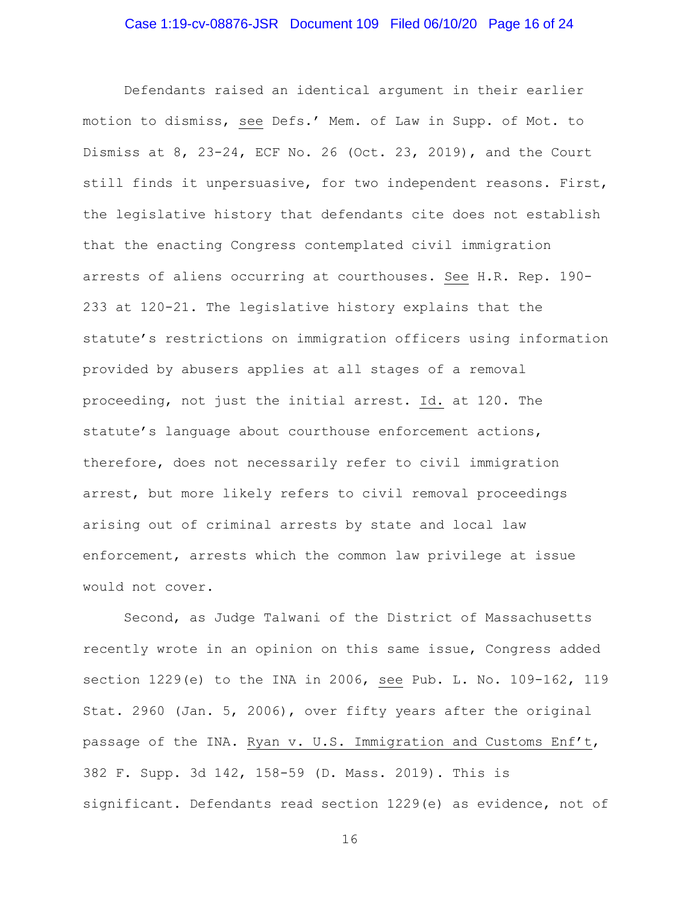Defendants raised an identical argument in their earlier motion to dismiss, see Defs.' Mem. of Law in Supp. of Mot. to Dismiss at 8, 23-24, ECF No. 26 (Oct. 23, 2019), and the Court still finds it unpersuasive, for two independent reasons. First, the legislative history that defendants cite does not establish that the enacting Congress contemplated civil immigration arrests of aliens occurring at courthouses. See H.R. Rep. 190-233 at 120-21. The legislative history explains that the statute's restrictions on immigration officers using information provided by abusers applies at all stages of a removal proceeding, not just the initial arrest. Id. at 120. The statute's language about courthouse enforcement actions, therefore, does not necessarily refer to civil immigration arrest, but more likely refers to civil removal proceedings arising out of criminal arrests by state and local law enforcement, arrests which the common law privilege at issue would not cover.

Second, as Judge Talwani of the District of Massachusetts recently wrote in an opinion on this same issue, Congress added section 1229(e) to the INA in 2006, see Pub. L. No. 109-162, 119 Stat. 2960 (Jan. 5, 2006), over fifty years after the original passage of the INA. Ryan v. U.S. Immigration and Customs Enf't, 382 F. Supp. 3d 142, 158-59 (D. Mass. 2019). This is significant. Defendants read section 1229(e) as evidence, not of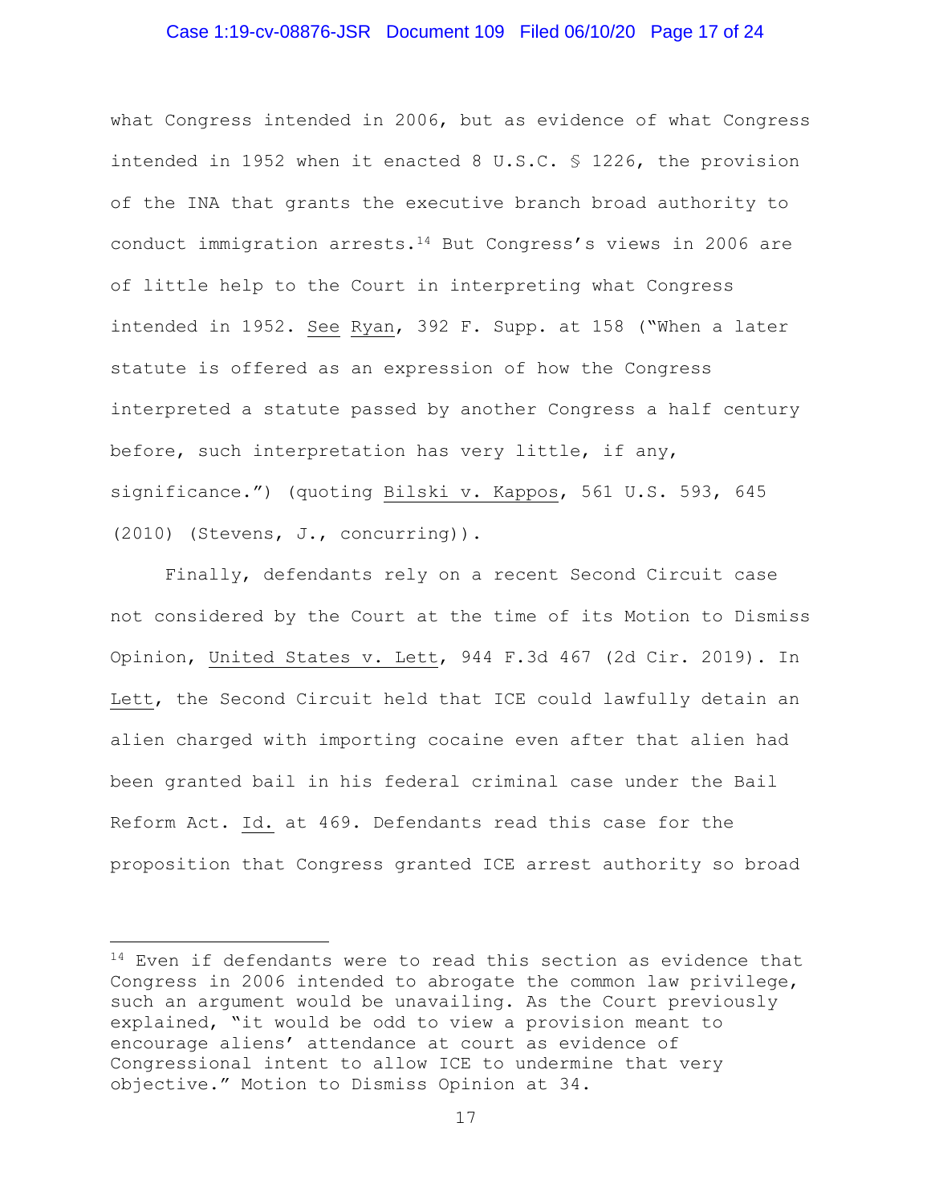what Congress intended in 2006, but as evidence of what Congress intended in 1952 when it enacted 8 U.S.C. § 1226, the provision of the INA that grants the executive branch broad authority to conduct immigration arrests.[14] But Congress's views in 2006 are of little help to the Court in interpreting what Congress intended in 1952. See Ryan, 392 F. Supp. at 158 ("When a later statute is offered as an expression of how the Congress interpreted a statute passed by another Congress a half century before, such interpretation has very little, if any, significance.") (quoting Bilski v. Kappos, 561 U.S. 593, 645 (2010) (Stevens, J., concurring)).

Finally, defendants rely on a recent Second Circuit case not considered by the Court at the time of its Motion to Dismiss Opinion, United States v. Lett, 944 F.3d 467 (2d Cir. 2019). In Lett, the Second Circuit held that ICE could lawfully detain an alien charged with importing cocaine even after that alien had been granted bail in his federal criminal case under the Bail Reform Act. Id. at 469. Defendants read this case for the proposition that Congress granted ICE arrest authority so broad

---

[14] Even if defendants were to read this section as evidence that Congress in 2006 intended to abrogate the common law privilege, such an argument would be unavailing. As the Court previously explained, "it would be odd to view a provision meant to encourage aliens' attendance at court as evidence of Congressional intent to allow ICE to undermine that very objective." Motion to Dismiss Opinion at 34.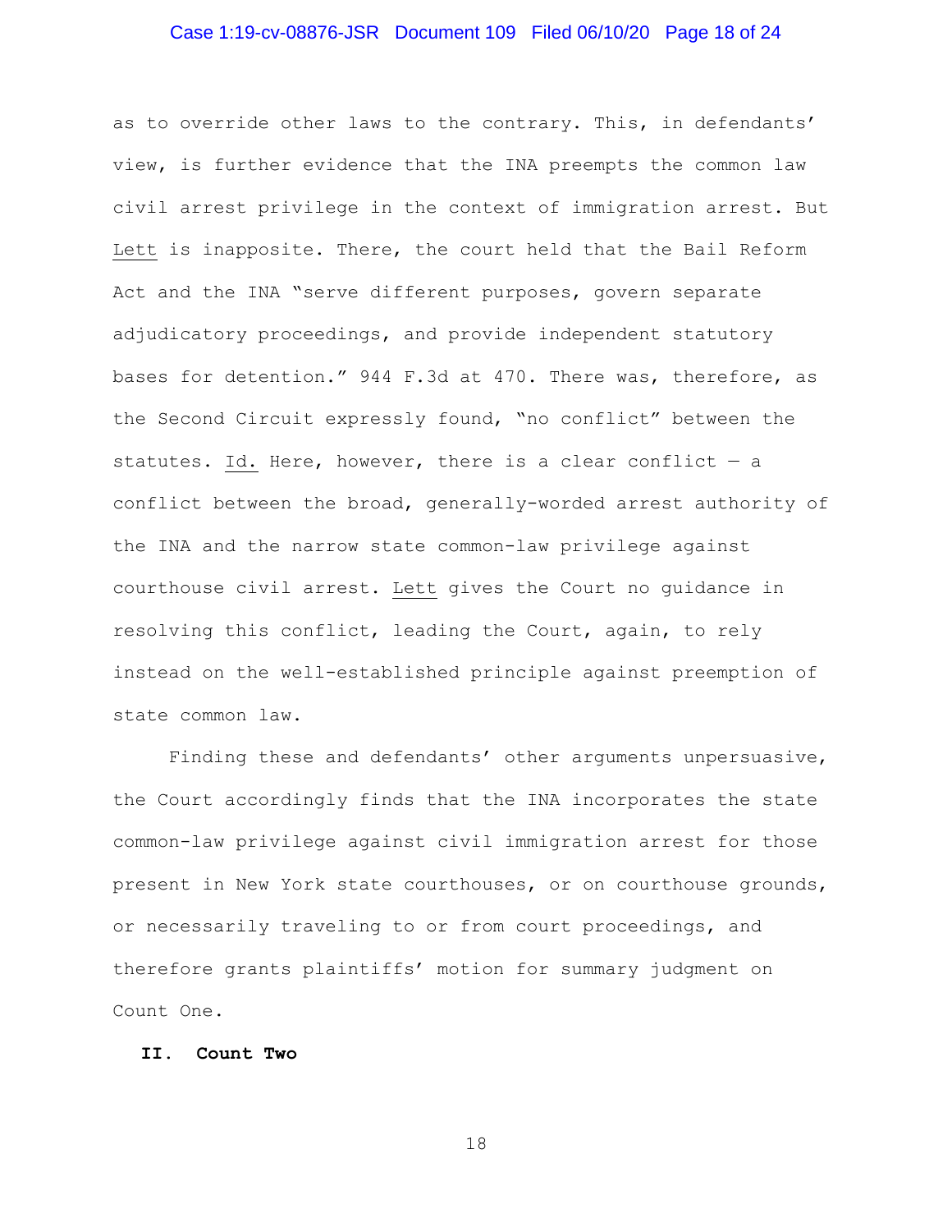as to override other laws to the contrary. This, in defendants' view, is further evidence that the INA preempts the common law civil arrest privilege in the context of immigration arrest. But Lett is inapposite. There, the court held that the Bail Reform Act and the INA "serve different purposes, govern separate adjudicatory proceedings, and provide independent statutory bases for detention." 944 F.3d at 470. There was, therefore, as the Second Circuit expressly found, "no conflict" between the statutes. Id. Here, however, there is a clear conflict — a conflict between the broad, generally-worded arrest authority of the INA and the narrow state common-law privilege against courthouse civil arrest. Lett gives the Court no guidance in resolving this conflict, leading the Court, again, to rely instead on the well-established principle against preemption of state common law.

Finding these and defendants' other arguments unpersuasive, the Court accordingly finds that the INA incorporates the state common-law privilege against civil immigration arrest for those present in New York state courthouses, or on courthouse grounds, or necessarily traveling to or from court proceedings, and therefore grants plaintiffs' motion for summary judgment on Count One.

## II. Count Two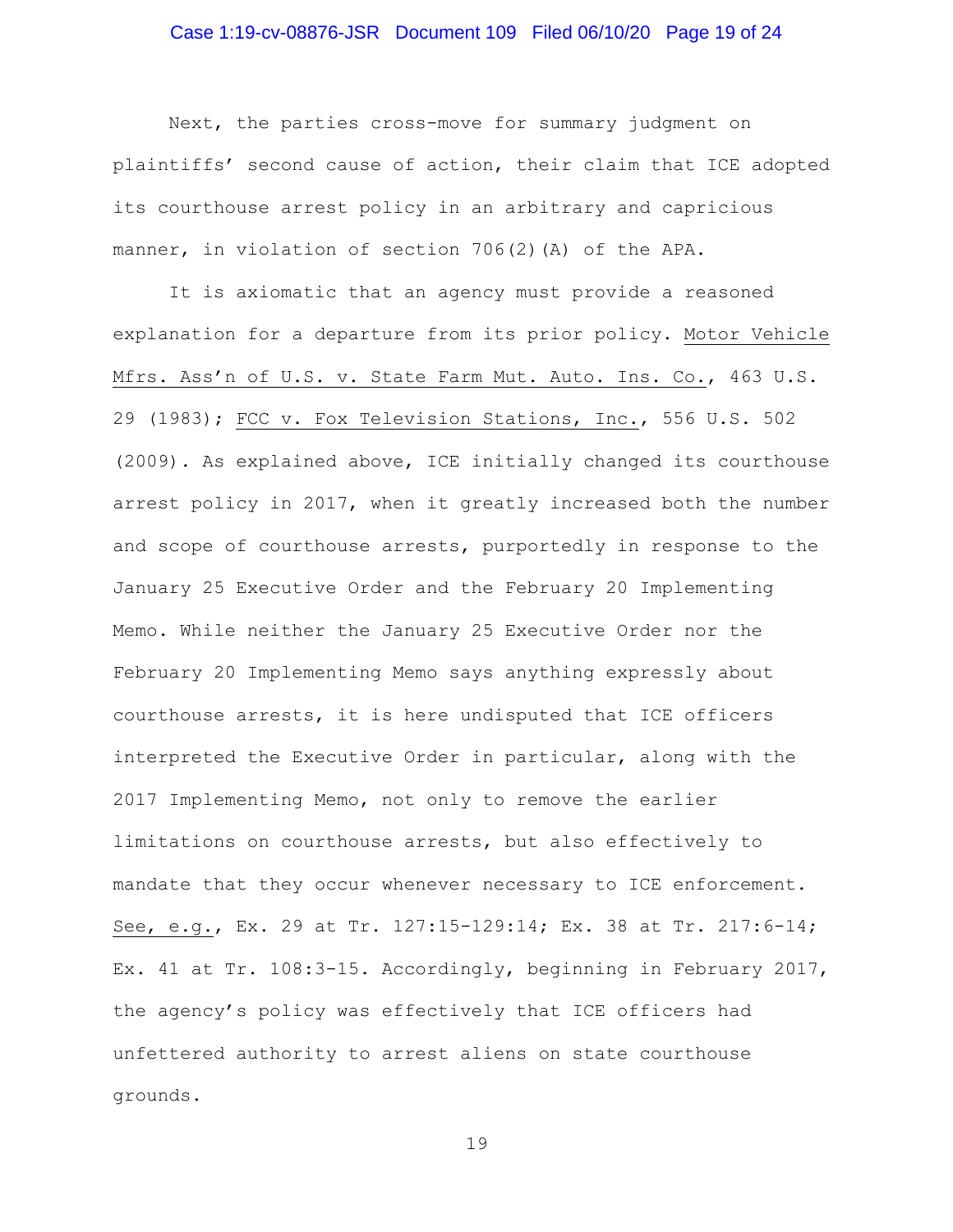Next, the parties cross-move for summary judgment on plaintiffs' second cause of action, their claim that ICE adopted its courthouse arrest policy in an arbitrary and capricious manner, in violation of section 706(2)(A) of the APA.

It is axiomatic that an agency must provide a reasoned explanation for a departure from its prior policy. Motor Vehicle Mfrs. Ass'n of U.S. v. State Farm Mut. Auto. Ins. Co., 463 U.S. 29 (1983); FCC v. Fox Television Stations, Inc., 556 U.S. 502 (2009). As explained above, ICE initially changed its courthouse arrest policy in 2017, when it greatly increased both the number and scope of courthouse arrests, purportedly in response to the January 25 Executive Order and the February 20 Implementing Memo. While neither the January 25 Executive Order nor the February 20 Implementing Memo says anything expressly about courthouse arrests, it is here undisputed that ICE officers interpreted the Executive Order in particular, along with the 2017 Implementing Memo, not only to remove the earlier limitations on courthouse arrests, but also effectively to mandate that they occur whenever necessary to ICE enforcement. See, e.g., Ex. 29 at Tr. 127:15-129:14; Ex. 38 at Tr. 217:6-14; Ex. 41 at Tr. 108:3-15. Accordingly, beginning in February 2017, the agency's policy was effectively that ICE officers had unfettered authority to arrest aliens on state courthouse grounds.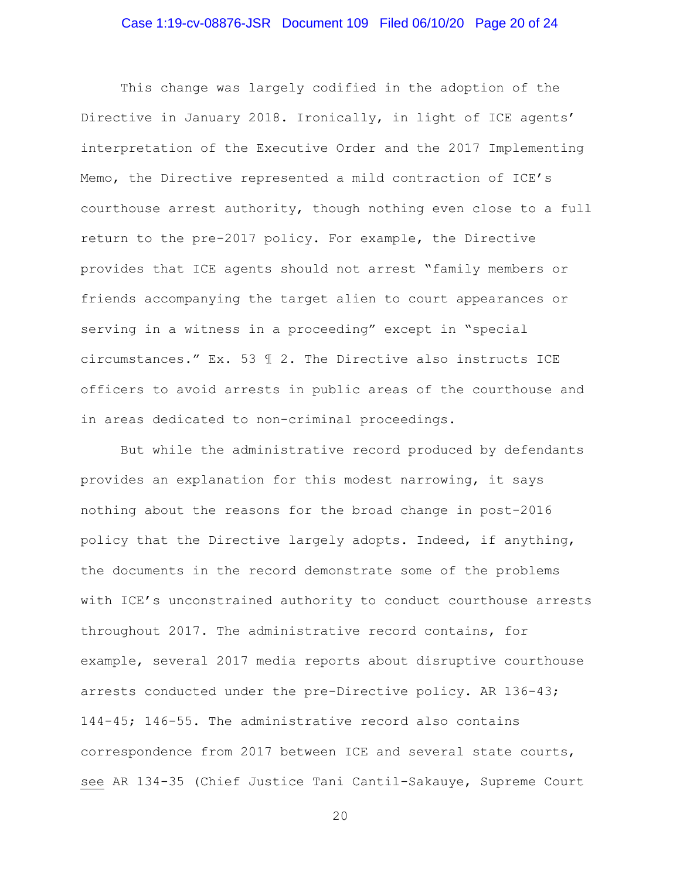This change was largely codified in the adoption of the Directive in January 2018. Ironically, in light of ICE agents' interpretation of the Executive Order and the 2017 Implementing Memo, the Directive represented a mild contraction of ICE's courthouse arrest authority, though nothing even close to a full return to the pre-2017 policy. For example, the Directive provides that ICE agents should not arrest "family members or friends accompanying the target alien to court appearances or serving in a witness in a proceeding" except in "special circumstances." Ex. 53 ¶ 2. The Directive also instructs ICE officers to avoid arrests in public areas of the courthouse and in areas dedicated to non-criminal proceedings.

But while the administrative record produced by defendants provides an explanation for this modest narrowing, it says nothing about the reasons for the broad change in post-2016 policy that the Directive largely adopts. Indeed, if anything, the documents in the record demonstrate some of the problems with ICE's unconstrained authority to conduct courthouse arrests throughout 2017. The administrative record contains, for example, several 2017 media reports about disruptive courthouse arrests conducted under the pre-Directive policy. AR 136-43; 144-45; 146-55. The administrative record also contains correspondence from 2017 between ICE and several state courts, see AR 134-35 (Chief Justice Tani Cantil-Sakauye, Supreme Court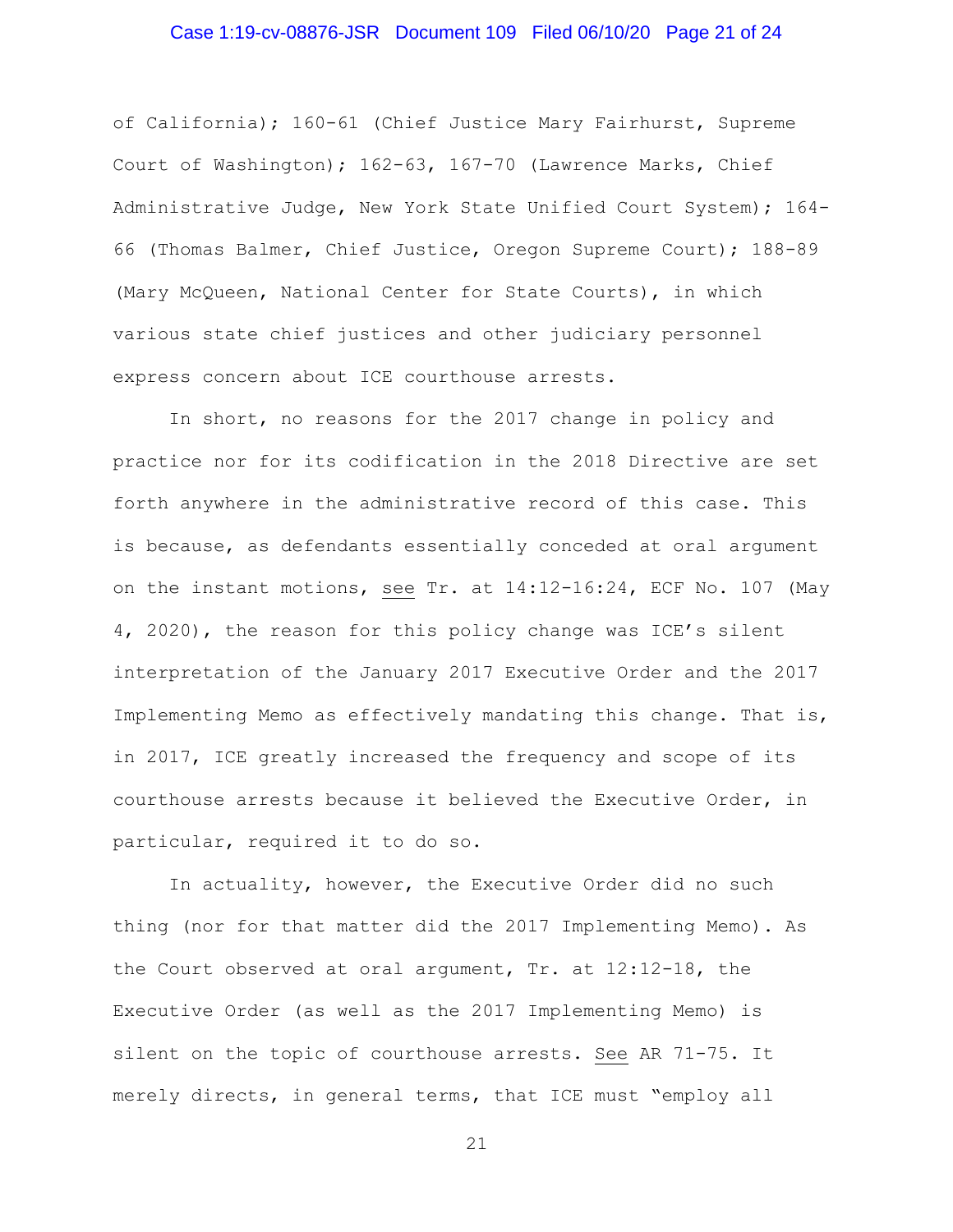of California); 160-61 (Chief Justice Mary Fairhurst, Supreme Court of Washington); 162-63, 167-70 (Lawrence Marks, Chief Administrative Judge, New York State Unified Court System); 164-66 (Thomas Balmer, Chief Justice, Oregon Supreme Court); 188-89 (Mary McQueen, National Center for State Courts), in which various state chief justices and other judiciary personnel express concern about ICE courthouse arrests.

In short, no reasons for the 2017 change in policy and practice nor for its codification in the 2018 Directive are set forth anywhere in the administrative record of this case. This is because, as defendants essentially conceded at oral argument on the instant motions, see Tr. at 14:12-16:24, ECF No. 107 (May 4, 2020), the reason for this policy change was ICE's silent interpretation of the January 2017 Executive Order and the 2017 Implementing Memo as effectively mandating this change. That is, in 2017, ICE greatly increased the frequency and scope of its courthouse arrests because it believed the Executive Order, in particular, required it to do so.

In actuality, however, the Executive Order did no such thing (nor for that matter did the 2017 Implementing Memo). As the Court observed at oral argument, Tr. at 12:12-18, the Executive Order (as well as the 2017 Implementing Memo) is silent on the topic of courthouse arrests. See AR 71-75. It merely directs, in general terms, that ICE must "employ all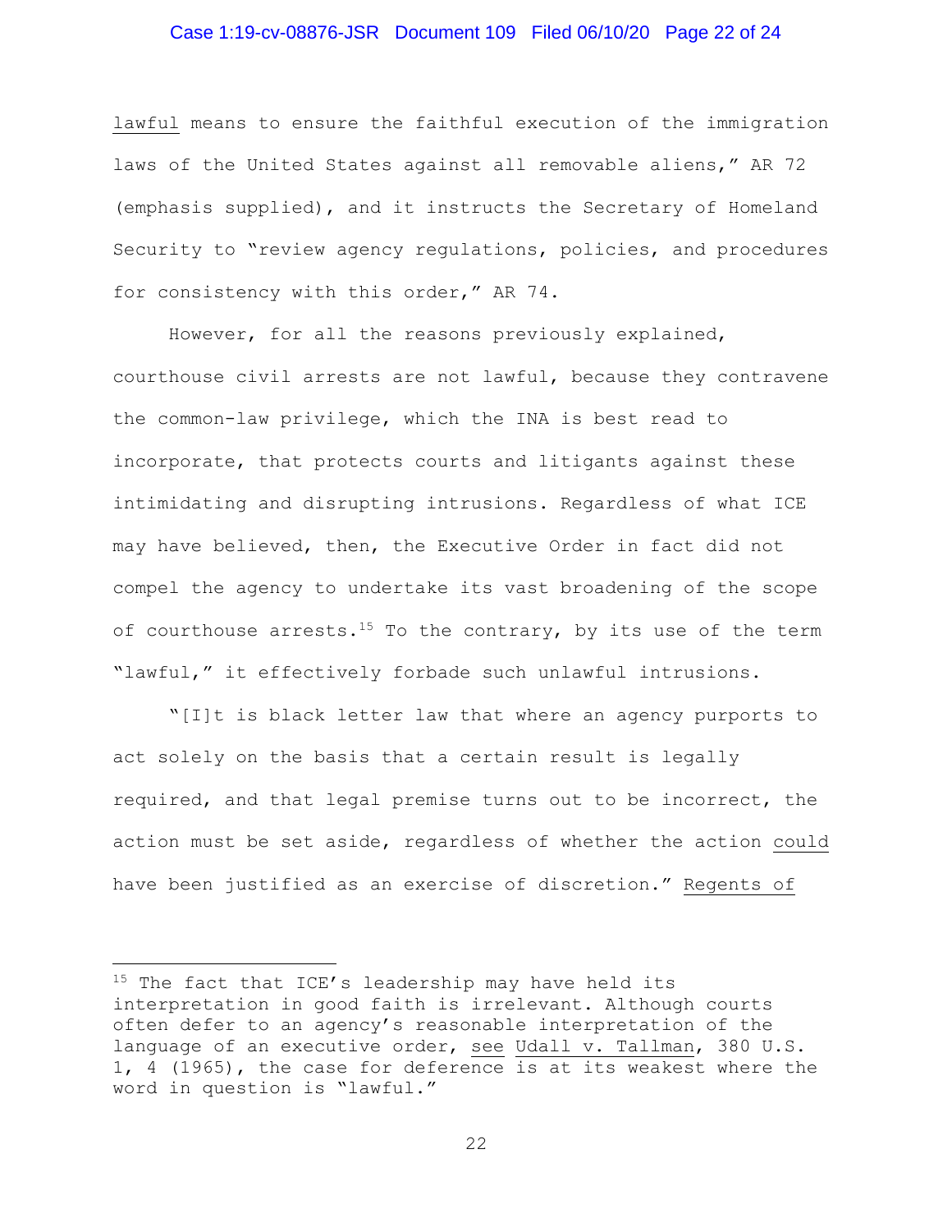lawful means to ensure the faithful execution of the immigration laws of the United States against all removable aliens," AR 72 (emphasis supplied), and it instructs the Secretary of Homeland Security to "review agency regulations, policies, and procedures for consistency with this order," AR 74.

However, for all the reasons previously explained, courthouse civil arrests are not lawful, because they contravene the common-law privilege, which the INA is best read to incorporate, that protects courts and litigants against these intimidating and disrupting intrusions. Regardless of what ICE may have believed, then, the Executive Order in fact did not compel the agency to undertake its vast broadening of the scope of courthouse arrests.[15] To the contrary, by its use of the term "lawful," it effectively forbade such unlawful intrusions.

"[I]t is black letter law that where an agency purports to act solely on the basis that a certain result is legally required, and that legal premise turns out to be incorrect, the action must be set aside, regardless of whether the action could have been justified as an exercise of discretion." Regents of

---

[15] The fact that ICE's leadership may have held its interpretation in good faith is irrelevant. Although courts often defer to an agency's reasonable interpretation of the language of an executive order, see Udall v. Tallman, 380 U.S. 1, 4 (1965), the case for deference is at its weakest where the word in question is "lawful."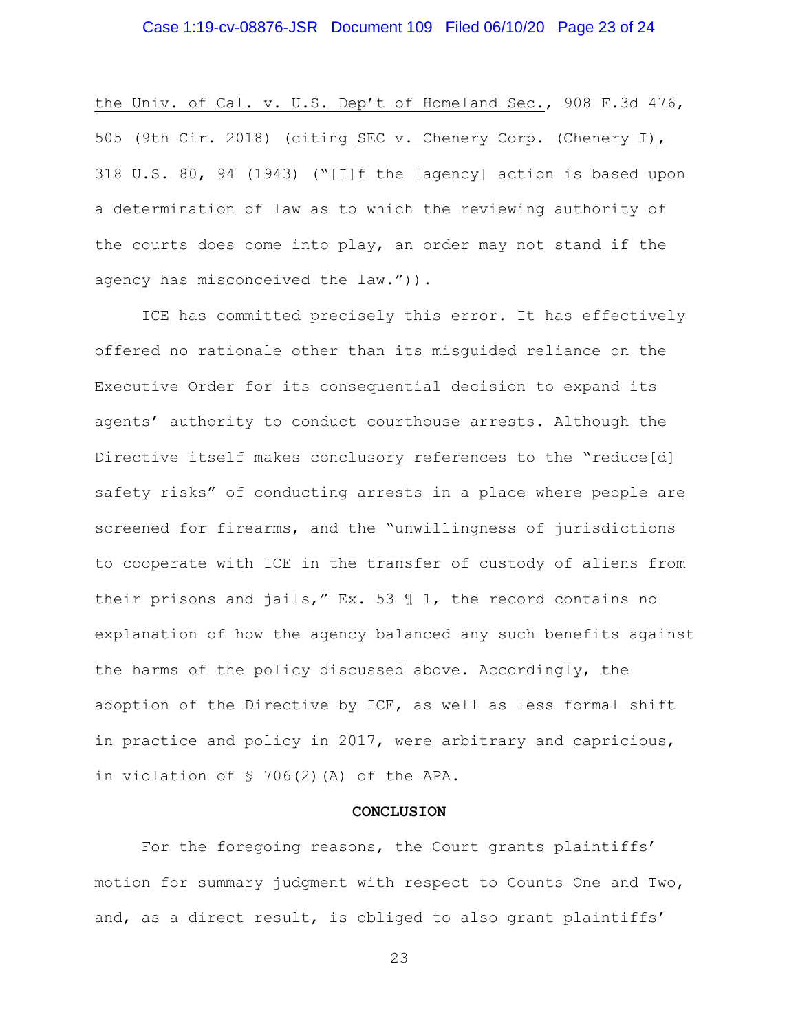the Univ. of Cal. v. U.S. Dep't of Homeland Sec., 908 F.3d 476, 505 (9th Cir. 2018) (citing SEC v. Chenery Corp. (Chenery I), 318 U.S. 80, 94 (1943) ("[I]f the [agency] action is based upon a determination of law as to which the reviewing authority of the courts does come into play, an order may not stand if the agency has misconceived the law.")).

ICE has committed precisely this error. It has effectively offered no rationale other than its misguided reliance on the Executive Order for its consequential decision to expand its agents' authority to conduct courthouse arrests. Although the Directive itself makes conclusory references to the "reduce[d] safety risks" of conducting arrests in a place where people are screened for firearms, and the "unwillingness of jurisdictions to cooperate with ICE in the transfer of custody of aliens from their prisons and jails," Ex. 53 ¶ 1, the record contains no explanation of how the agency balanced any such benefits against the harms of the policy discussed above. Accordingly, the adoption of the Directive by ICE, as well as less formal shift in practice and policy in 2017, were arbitrary and capricious, in violation of § 706(2)(A) of the APA.

**CONCLUSION**

For the foregoing reasons, the Court grants plaintiffs' motion for summary judgment with respect to Counts One and Two, and, as a direct result, is obliged to also grant plaintiffs'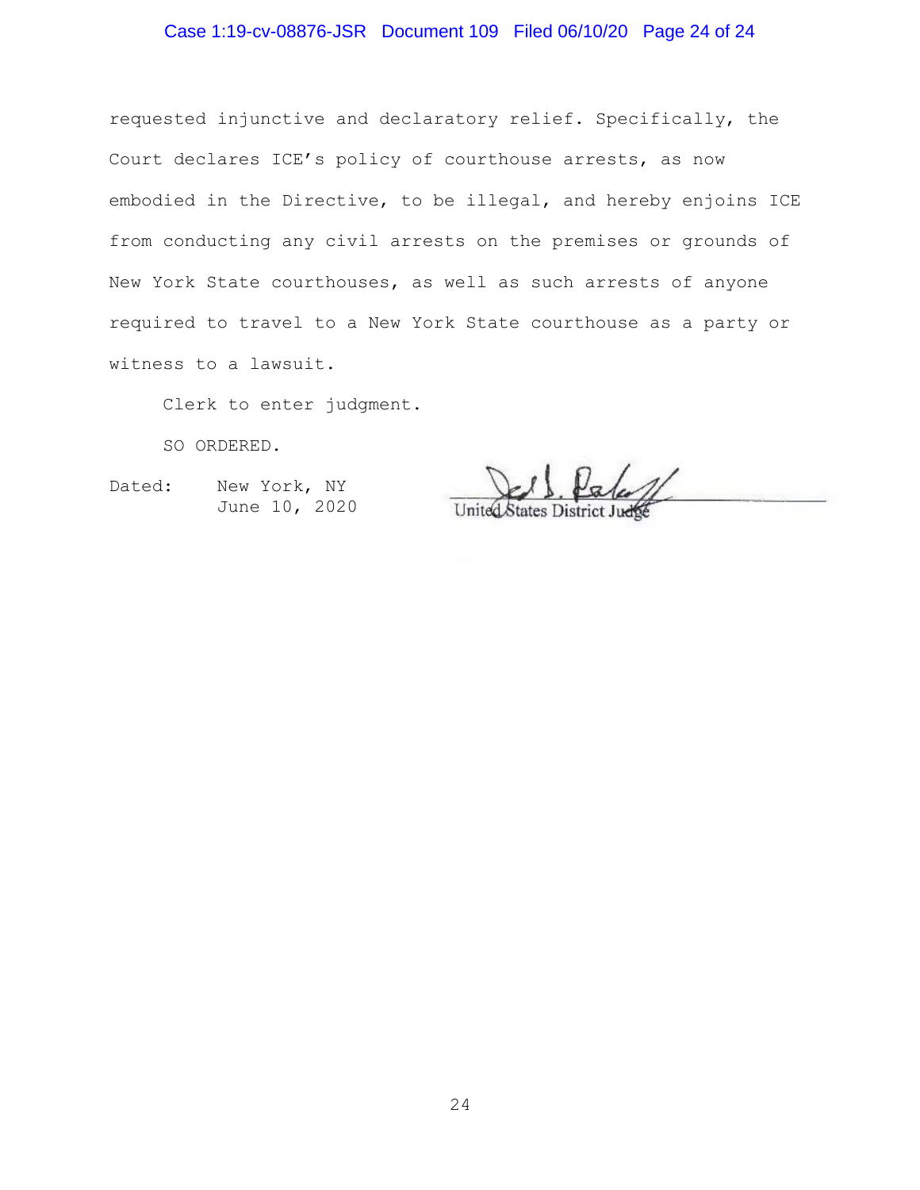requested injunctive and declaratory relief. Specifically, the Court declares ICE's policy of courthouse arrests, as now embodied in the Directive, to be illegal, and hereby enjoins ICE from conducting any civil arrests on the premises or grounds of New York State courthouses, as well as such arrests of anyone required to travel to a New York State courthouse as a party or witness to a lawsuit.

Clerk to enter judgment.

SO ORDERED.

Dated: New York, NY
June 10, 2020

United States District Judge